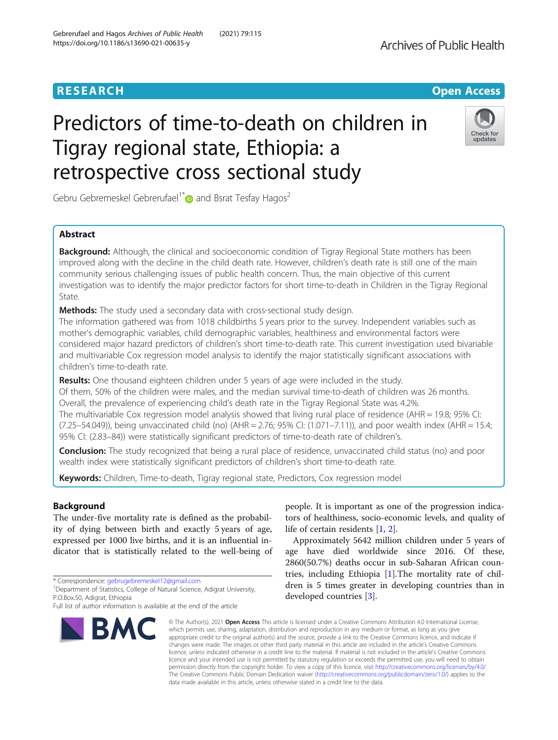RESEARCH Open Access

# Predictors of time-to-death on children in Tigray regional state, Ethiopia: a retrospective cross sectional study

Gebru Gebremeskel Gebrerufael[1*] and Bsrat Tesfay Hagos[2]

## Abstract

**Background:** Although, the clinical and socioeconomic condition of Tigray Regional State mothers has been improved along with the decline in the child death rate. However, children's death rate is still one of the main community serious challenging issues of public health concern. Thus, the main objective of this current investigation was to identify the major predictor factors for short time-to-death in Children in the Tigray Regional State.

**Methods:** The study used a secondary data with cross-sectional study design.

The information gathered was from 1018 childbirths 5 years prior to the survey. Independent variables such as mother's demographic variables, child demographic variables, healthiness and environmental factors were considered major hazard predictors of children's short time-to-death rate. This current investigation used bivariable and multivariable Cox regression model analysis to identify the major statistically significant associations with children's time-to-death rate.

**Results:** One thousand eighteen children under 5 years of age were included in the study.

Of them, 50% of the children were males, and the median survival time-to-death of children was 26 months. Overall, the prevalence of experiencing child's death rate in the Tigray Regional State was 4.2%.

The multivariable Cox regression model analysis showed that living rural place of residence (AHR = 19.8; 95% CI: (7.25–54.049)), being unvaccinated child (no) (AHR = 2.76; 95% CI: (1.071–7.11)), and poor wealth index (AHR = 15.4; 95% CI: (2.83–84)) were statistically significant predictors of time-to-death rate of children's.

**Conclusion:** The study recognized that being a rural place of residence, unvaccinated child status (no) and poor wealth index were statistically significant predictors of children's short time-to-death rate.

**Keywords:** Children, Time-to-death, Tigray regional state, Predictors, Cox regression model

## Background

The under-five mortality rate is defined as the probability of dying between birth and exactly 5 years of age, expressed per 1000 live births, and it is an influential indicator that is statistically related to the well-being of people. It is important as one of the progression indicators of healthiness, socio-economic levels, and quality of life of certain residents [1, 2].

Approximately 5642 million children under 5 years of age have died worldwide since 2016. Of these, 2860(50.7%) deaths occur in sub-Saharan African countries, including Ethiopia [1].The mortality rate of children is 5 times greater in developing countries than in developed countries [3].

\* Correspondence: gebrugebremeskel12@gmail.com
[1]Department of Statistics, College of Natural Science, Adigrat University, P.O.Box.50, Adigrat, Ethiopia
Full list of author information is available at the end of the article

© The Author(s). 2021 **Open Access** This article is licensed under a Creative Commons Attribution 4.0 International License, which permits use, sharing, adaptation, distribution and reproduction in any medium or format, as long as you give appropriate credit to the original author(s) and the source, provide a link to the Creative Commons licence, and indicate if changes were made. The images or other third party material in this article are included in the article's Creative Commons licence, unless indicated otherwise in a credit line to the material. If material is not included in the article's Creative Commons licence and your intended use is not permitted by statutory regulation or exceeds the permitted use, you will need to obtain permission directly from the copyright holder. To view a copy of this licence, visit http://creativecommons.org/licenses/by/4.0/. The Creative Commons Public Domain Dedication waiver (http://creativecommons.org/publicdomain/zero/1.0/) applies to the data made available in this article, unless otherwise stated in a credit line to the data.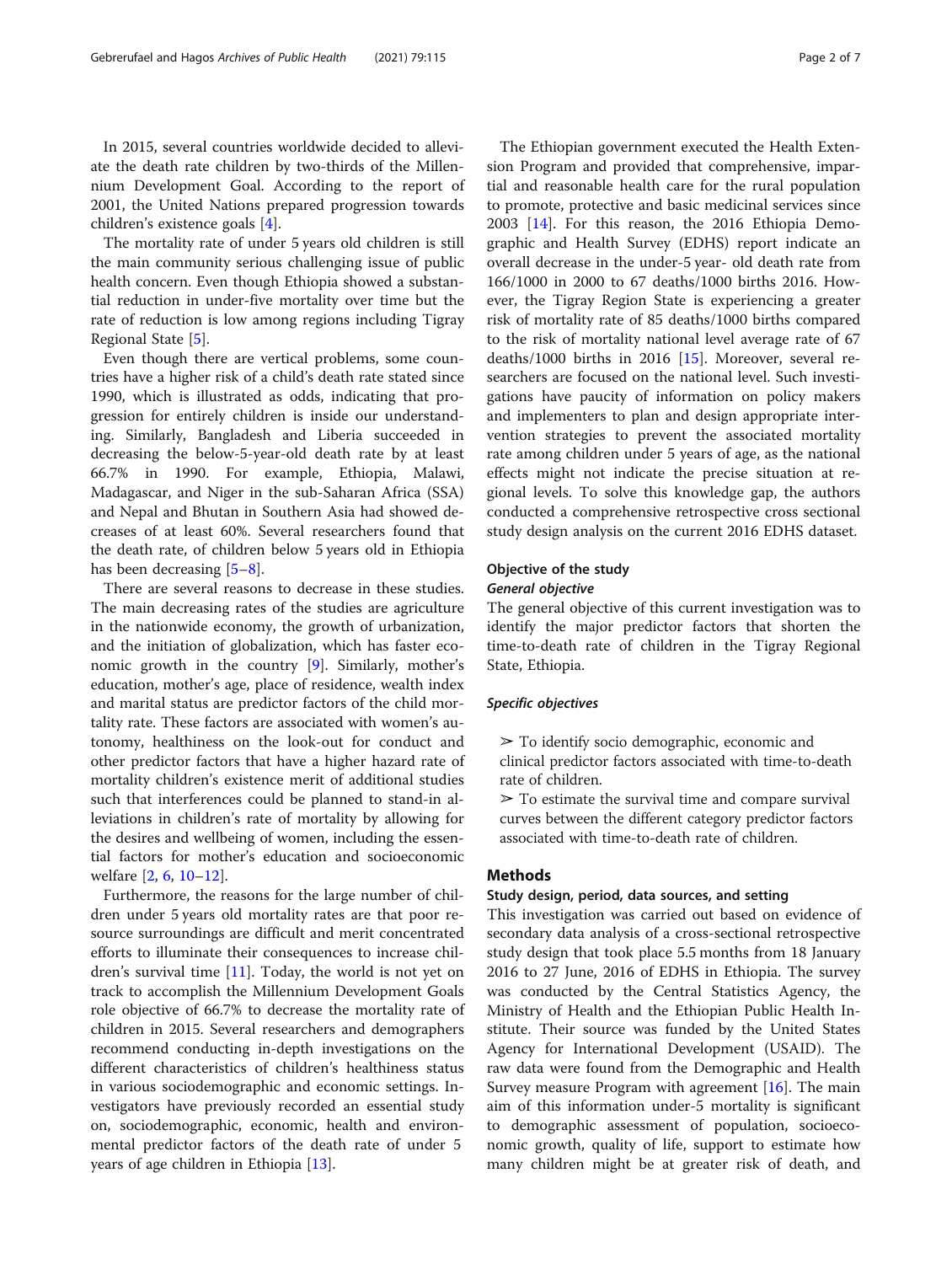In 2015, several countries worldwide decided to alleviate the death rate children by two-thirds of the Millennium Development Goal. According to the report of 2001, the United Nations prepared progression towards children's existence goals [4].

The mortality rate of under 5 years old children is still the main community serious challenging issue of public health concern. Even though Ethiopia showed a substantial reduction in under-five mortality over time but the rate of reduction is low among regions including Tigray Regional State [5].

Even though there are vertical problems, some countries have a higher risk of a child's death rate stated since 1990, which is illustrated as odds, indicating that progression for entirely children is inside our understanding. Similarly, Bangladesh and Liberia succeeded in decreasing the below-5-year-old death rate by at least 66.7% in 1990. For example, Ethiopia, Malawi, Madagascar, and Niger in the sub-Saharan Africa (SSA) and Nepal and Bhutan in Southern Asia had showed decreases of at least 60%. Several researchers found that the death rate, of children below 5 years old in Ethiopia has been decreasing [5–8].

There are several reasons to decrease in these studies. The main decreasing rates of the studies are agriculture in the nationwide economy, the growth of urbanization, and the initiation of globalization, which has faster economic growth in the country [9]. Similarly, mother's education, mother's age, place of residence, wealth index and marital status are predictor factors of the child mortality rate. These factors are associated with women's autonomy, healthiness on the look-out for conduct and other predictor factors that have a higher hazard rate of mortality children's existence merit of additional studies such that interferences could be planned to stand-in alleviations in children's rate of mortality by allowing for the desires and wellbeing of women, including the essential factors for mother's education and socioeconomic welfare [2, 6, 10–12].

Furthermore, the reasons for the large number of children under 5 years old mortality rates are that poor resource surroundings are difficult and merit concentrated efforts to illuminate their consequences to increase children's survival time [11]. Today, the world is not yet on track to accomplish the Millennium Development Goals role objective of 66.7% to decrease the mortality rate of children in 2015. Several researchers and demographers recommend conducting in-depth investigations on the different characteristics of children's healthiness status in various sociodemographic and economic settings. Investigators have previously recorded an essential study on, sociodemographic, economic, health and environmental predictor factors of the death rate of under 5 years of age children in Ethiopia [13].

The Ethiopian government executed the Health Extension Program and provided that comprehensive, impartial and reasonable health care for the rural population to promote, protective and basic medicinal services since 2003 [14]. For this reason, the 2016 Ethiopia Demographic and Health Survey (EDHS) report indicate an overall decrease in the under-5 year- old death rate from 166/1000 in 2000 to 67 deaths/1000 births 2016. However, the Tigray Region State is experiencing a greater risk of mortality rate of 85 deaths/1000 births compared to the risk of mortality national level average rate of 67 deaths/1000 births in 2016 [15]. Moreover, several researchers are focused on the national level. Such investigations have paucity of information on policy makers and implementers to plan and design appropriate intervention strategies to prevent the associated mortality rate among children under 5 years of age, as the national effects might not indicate the precise situation at regional levels. To solve this knowledge gap, the authors conducted a comprehensive retrospective cross sectional study design analysis on the current 2016 EDHS dataset.

## Objective of the study

### General objective

The general objective of this current investigation was to identify the major predictor factors that shorten the time-to-death rate of children in the Tigray Regional State, Ethiopia.

### Specific objectives

➢ To identify socio demographic, economic and clinical predictor factors associated with time-to-death rate of children.

➢ To estimate the survival time and compare survival curves between the different category predictor factors associated with time-to-death rate of children.

## Methods

### Study design, period, data sources, and setting

This investigation was carried out based on evidence of secondary data analysis of a cross-sectional retrospective study design that took place 5.5 months from 18 January 2016 to 27 June, 2016 of EDHS in Ethiopia. The survey was conducted by the Central Statistics Agency, the Ministry of Health and the Ethiopian Public Health Institute. Their source was funded by the United States Agency for International Development (USAID). The raw data were found from the Demographic and Health Survey measure Program with agreement [16]. The main aim of this information under-5 mortality is significant to demographic assessment of population, socioeconomic growth, quality of life, support to estimate how many children might be at greater risk of death, and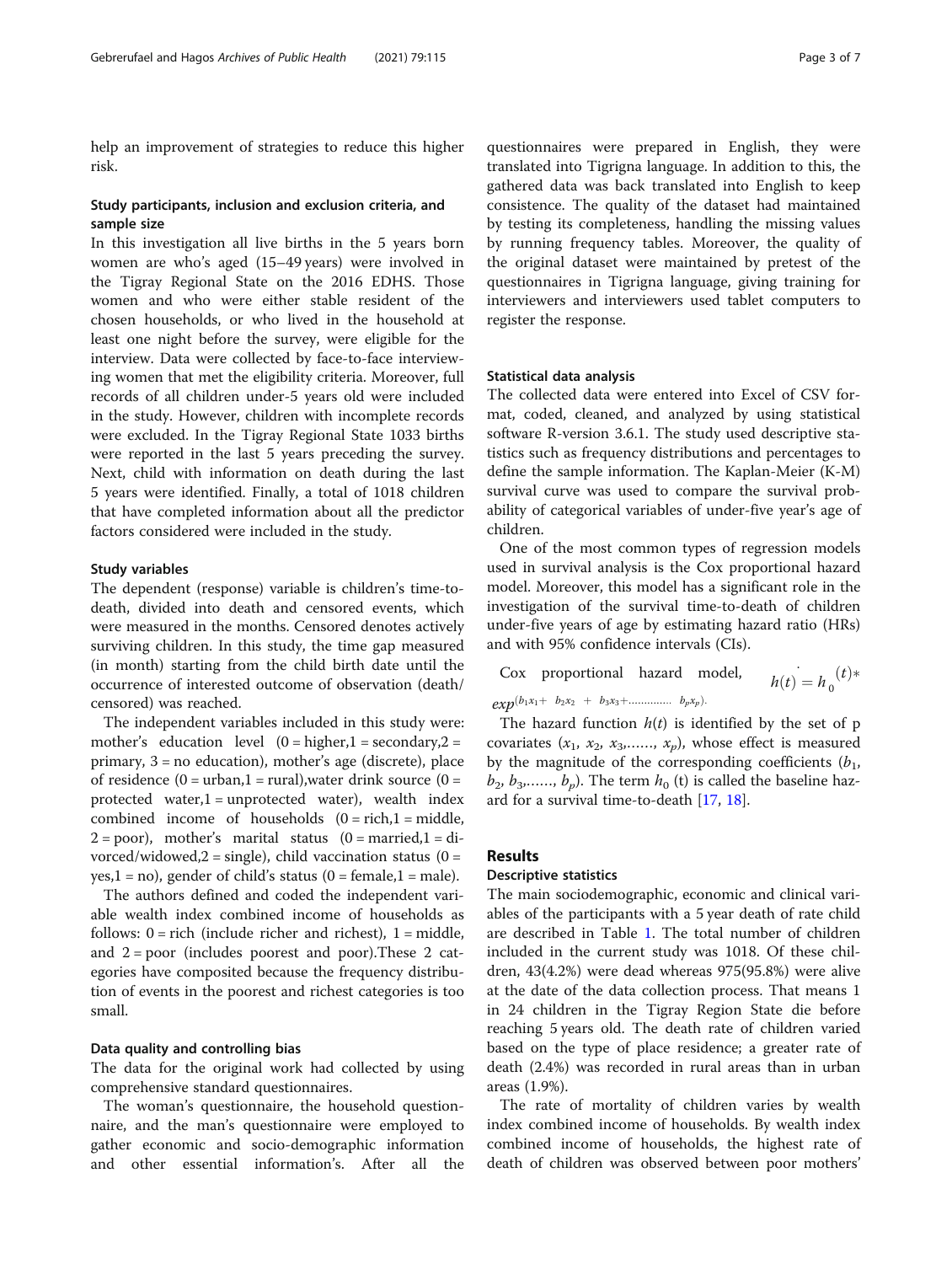help an improvement of strategies to reduce this higher risk.

### Study participants, inclusion and exclusion criteria, and sample size

In this investigation all live births in the 5 years born women are who's aged (15–49 years) were involved in the Tigray Regional State on the 2016 EDHS. Those women and who were either stable resident of the chosen households, or who lived in the household at least one night before the survey, were eligible for the interview. Data were collected by face-to-face interviewing women that met the eligibility criteria. Moreover, full records of all children under-5 years old were included in the study. However, children with incomplete records were excluded. In the Tigray Regional State 1033 births were reported in the last 5 years preceding the survey. Next, child with information on death during the last 5 years were identified. Finally, a total of 1018 children that have completed information about all the predictor factors considered were included in the study.

### Study variables

The dependent (response) variable is children's time-to-death, divided into death and censored events, which were measured in the months. Censored denotes actively surviving children. In this study, the time gap measured (in month) starting from the child birth date until the occurrence of interested outcome of observation (death/censored) was reached.

The independent variables included in this study were: mother's education level (0 = higher,1 = secondary,2 = primary, 3 = no education), mother's age (discrete), place of residence (0 = urban,1 = rural),water drink source (0 = protected water,1 = unprotected water), wealth index combined income of households (0 = rich,1 = middle, 2 = poor), mother's marital status (0 = married,1 = divorced/widowed,2 = single), child vaccination status (0 = yes,1 = no), gender of child's status (0 = female,1 = male).

The authors defined and coded the independent variable wealth index combined income of households as follows: 0 = rich (include richer and richest), 1 = middle, and 2 = poor (includes poorest and poor).These 2 categories have composited because the frequency distribution of events in the poorest and richest categories is too small.

### Data quality and controlling bias

The data for the original work had collected by using comprehensive standard questionnaires.

The woman's questionnaire, the household questionnaire, and the man's questionnaire were employed to gather economic and socio-demographic information and other essential information's. After all the questionnaires were prepared in English, they were translated into Tigrigna language. In addition to this, the gathered data was back translated into English to keep consistence. The quality of the dataset had maintained by testing its completeness, handling the missing values by running frequency tables. Moreover, the quality of the original dataset were maintained by pretest of the questionnaires in Tigrigna language, giving training for interviewers and interviewers used tablet computers to register the response.

### Statistical data analysis

The collected data were entered into Excel of CSV format, coded, cleaned, and analyzed by using statistical software R-version 3.6.1. The study used descriptive statistics such as frequency distributions and percentages to define the sample information. The Kaplan-Meier (K-M) survival curve was used to compare the survival probability of categorical variables of under-five year's age of children.

One of the most common types of regression models used in survival analysis is the Cox proportional hazard model. Moreover, this model has a significant role in the investigation of the survival time-to-death of children under-five years of age by estimating hazard ratio (HRs) and with 95% confidence intervals (CIs).

Cox proportional hazard model, $h(t) = h_0(t) * exp^{(b_1x_1 + b_2x_2 + b_3x_3 + .............. b_px_p)}$.

The hazard function $h(t)$ is identified by the set of p covariates ($x_1$, $x_2$, $x_3$,……, $x_p$), whose effect is measured by the magnitude of the corresponding coefficients ($b_1$, $b_2$, $b_3$,……, $b_p$). The term $h_0$ (t) is called the baseline hazard for a survival time-to-death [17, 18].

## Results

### Descriptive statistics

The main sociodemographic, economic and clinical variables of the participants with a 5 year death of rate child are described in Table 1. The total number of children included in the current study was 1018. Of these children, 43(4.2%) were dead whereas 975(95.8%) were alive at the date of the data collection process. That means 1 in 24 children in the Tigray Region State die before reaching 5 years old. The death rate of children varied based on the type of place residence; a greater rate of death (2.4%) was recorded in rural areas than in urban areas (1.9%).

The rate of mortality of children varies by wealth index combined income of households. By wealth index combined income of households, the highest rate of death of children was observed between poor mothers'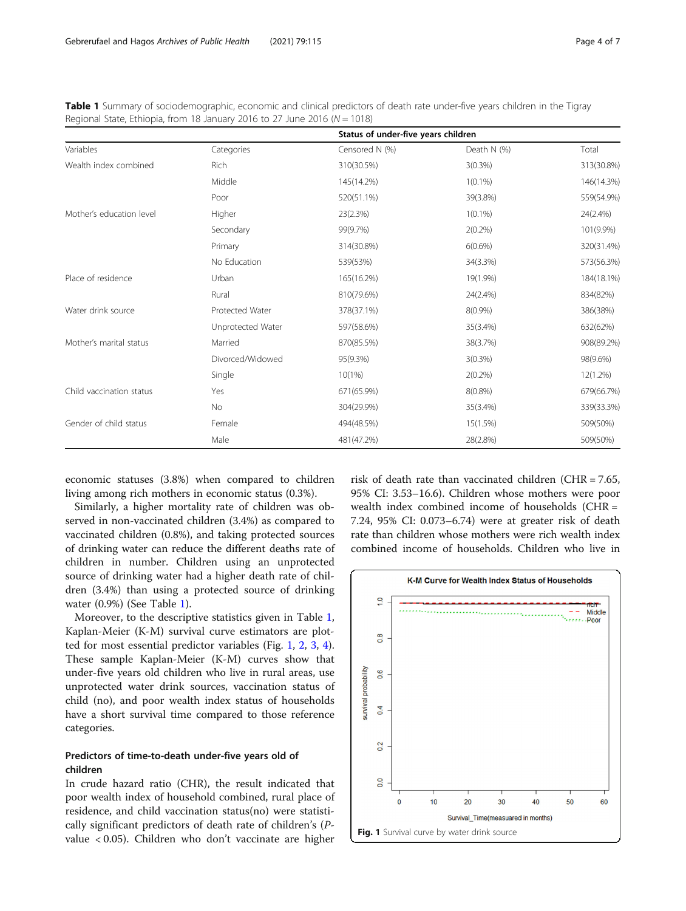**Table 1** Summary of sociodemographic, economic and clinical predictors of death rate under-five years children in the Tigray Regional State, Ethiopia, from 18 January 2016 to 27 June 2016 ($N = 1018$)

| | | Status of under-five years children | | |
|---|---|---|---|---|
| Variables | Categories | Censored N (%) | Death N (%) | Total |
| Wealth index combined | Rich | 310(30.5%) | 3(0.3%) | 313(30.8%) |
| | Middle | 145(14.2%) | 1(0.1%) | 146(14.3%) |
| | Poor | 520(51.1%) | 39(3.8%) | 559(54.9%) |
| Mother's education level | Higher | 23(2.3%) | 1(0.1%) | 24(2.4%) |
| | Secondary | 99(9.7%) | 2(0.2%) | 101(9.9%) |
| | Primary | 314(30.8%) | 6(0.6%) | 320(31.4%) |
| | No Education | 539(53%) | 34(3.3%) | 573(56.3%) |
| Place of residence | Urban | 165(16.2%) | 19(1.9%) | 184(18.1%) |
| | Rural | 810(79.6%) | 24(2.4%) | 834(82%) |
| Water drink source | Protected Water | 378(37.1%) | 8(0.9%) | 386(38%) |
| | Unprotected Water | 597(58.6%) | 35(3.4%) | 632(62%) |
| Mother's marital status | Married | 870(85.5%) | 38(3.7%) | 908(89.2%) |
| | Divorced/Widowed | 95(9.3%) | 3(0.3%) | 98(9.6%) |
| | Single | 10(1%) | 2(0.2%) | 12(1.2%) |
| Child vaccination status | Yes | 671(65.9%) | 8(0.8%) | 679(66.7%) |
| | No | 304(29.9%) | 35(3.4%) | 339(33.3%) |
| Gender of child status | Female | 494(48.5%) | 15(1.5%) | 509(50%) |
| | Male | 481(47.2%) | 28(2.8%) | 509(50%) |

economic statuses (3.8%) when compared to children living among rich mothers in economic status (0.3%).

Similarly, a higher mortality rate of children was observed in non-vaccinated children (3.4%) as compared to vaccinated children (0.8%), and taking protected sources of drinking water can reduce the different deaths rate of children in number. Children using an unprotected source of drinking water had a higher death rate of children (3.4%) than using a protected source of drinking water (0.9%) (See Table 1).

Moreover, to the descriptive statistics given in Table 1, Kaplan-Meier (K-M) survival curve estimators are plotted for most essential predictor variables (Fig. 1, 2, 3, 4). These sample Kaplan-Meier (K-M) curves show that under-five years old children who live in rural areas, use unprotected water drink sources, vaccination status of child (no), and poor wealth index status of households have a short survival time compared to those reference categories.

## Predictors of time-to-death under-five years old of children

In crude hazard ratio (CHR), the result indicated that poor wealth index of household combined, rural place of residence, and child vaccination status(no) were statistically significant predictors of death rate of children's ($P$-value $< 0.05$). Children who don't vaccinate are higher risk of death rate than vaccinated children (CHR = 7.65, 95% CI: 3.53–16.6). Children whose mothers were poor wealth index combined income of households (CHR = 7.24, 95% CI: 0.073–6.74) were at greater risk of death rate than children whose mothers were rich wealth index combined income of households. Children who live in

**Fig. 1** Survival curve by water drink source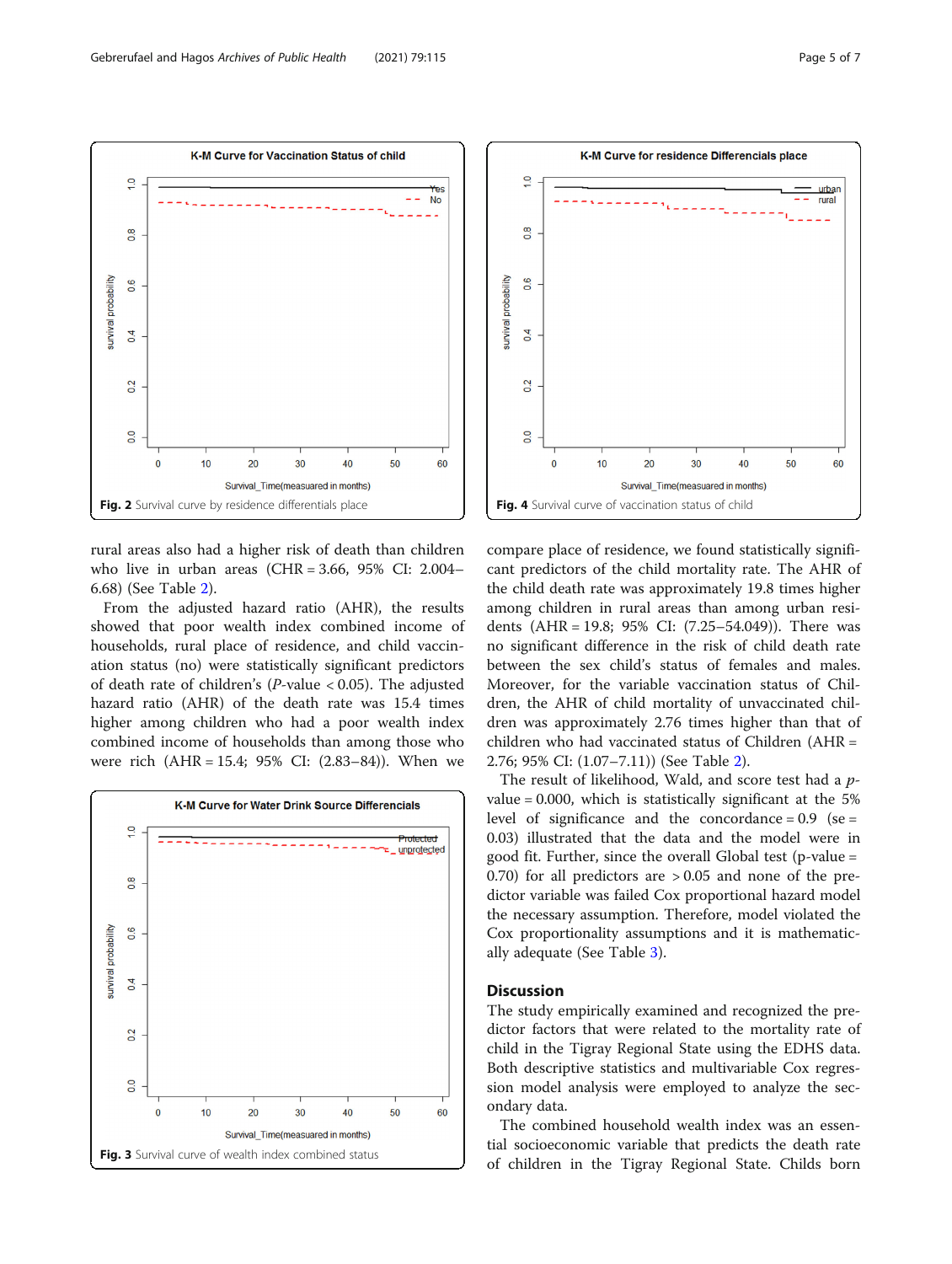Fig. 2 Survival curve by residence differentials place

Fig. 4 Survival curve of vaccination status of child

rural areas also had a higher risk of death than children who live in urban areas (CHR = 3.66, 95% CI: 2.004–6.68) (See Table 2).

From the adjusted hazard ratio (AHR), the results showed that poor wealth index combined income of households, rural place of residence, and child vaccination status (no) were statistically significant predictors of death rate of children's ($P$-value < 0.05). The adjusted hazard ratio (AHR) of the death rate was 15.4 times higher among children who had a poor wealth index combined income of households than among those who were rich (AHR = 15.4; 95% CI: (2.83–84)). When we compare place of residence, we found statistically significant predictors of the child mortality rate. The AHR of the child death rate was approximately 19.8 times higher among children in rural areas than among urban residents (AHR = 19.8; 95% CI: (7.25–54.049)). There was no significant difference in the risk of child death rate between the sex child's status of females and males. Moreover, for the variable vaccination status of Children, the AHR of child mortality of unvaccinated children was approximately 2.76 times higher than that of children who had vaccinated status of Children (AHR = 2.76; 95% CI: (1.07–7.11)) (See Table 2).

The result of likelihood, Wald, and score test had a $p$-value = 0.000, which is statistically significant at the 5% level of significance and the concordance = 0.9 (se = 0.03) illustrated that the data and the model were in good fit. Further, since the overall Global test (p-value = 0.70) for all predictors are > 0.05 and none of the predictor variable was failed Cox proportional hazard model the necessary assumption. Therefore, model violated the Cox proportionality assumptions and it is mathematically adequate (See Table 3).

Fig. 3 Survival curve of wealth index combined status

## Discussion

The study empirically examined and recognized the predictor factors that were related to the mortality rate of child in the Tigray Regional State using the EDHS data. Both descriptive statistics and multivariable Cox regression model analysis were employed to analyze the secondary data.

The combined household wealth index was an essential socioeconomic variable that predicts the death rate of children in the Tigray Regional State. Childs born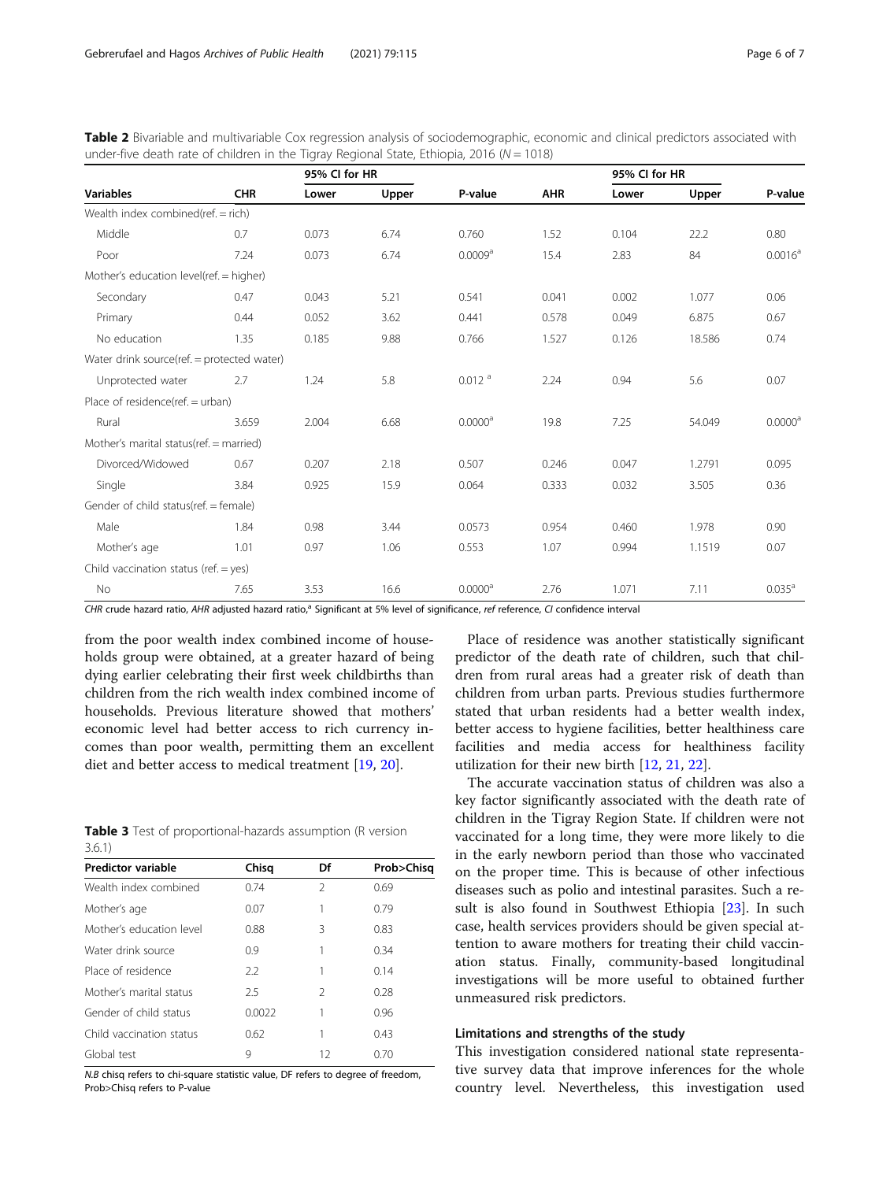**Table 2** Bivariable and multivariable Cox regression analysis of sociodemographic, economic and clinical predictors associated with under-five death rate of children in the Tigray Regional State, Ethiopia, 2016 (N = 1018)

| | | 95% CI for HR | | | | 95% CI for HR | | |
|---|---|---|---|---|---|---|---|---|
| **Variables** | **CHR** | **Lower** | **Upper** | **P-value** | **AHR** | **Lower** | **Upper** | **P-value** |
| Wealth index combined(ref. = rich) | | | | | | | | |
| Middle | 0.7 | 0.073 | 6.74 | 0.760 | 1.52 | 0.104 | 22.2 | 0.80 |
| Poor | 7.24 | 0.073 | 6.74 | 0.0009[a] | 15.4 | 2.83 | 84 | 0.0016[a] |
| Mother's education level(ref. = higher) | | | | | | | | |
| Secondary | 0.47 | 0.043 | 5.21 | 0.541 | 0.041 | 0.002 | 1.077 | 0.06 |
| Primary | 0.44 | 0.052 | 3.62 | 0.441 | 0.578 | 0.049 | 6.875 | 0.67 |
| No education | 1.35 | 0.185 | 9.88 | 0.766 | 1.527 | 0.126 | 18.586 | 0.74 |
| Water drink source(ref. = protected water) | | | | | | | | |
| Unprotected water | 2.7 | 1.24 | 5.8 | 0.012 [a] | 2.24 | 0.94 | 5.6 | 0.07 |
| Place of residence(ref. = urban) | | | | | | | | |
| Rural | 3.659 | 2.004 | 6.68 | 0.0000[a] | 19.8 | 7.25 | 54.049 | 0.0000[a] |
| Mother's marital status(ref. = married) | | | | | | | | |
| Divorced/Widowed | 0.67 | 0.207 | 2.18 | 0.507 | 0.246 | 0.047 | 1.2791 | 0.095 |
| Single | 3.84 | 0.925 | 15.9 | 0.064 | 0.333 | 0.032 | 3.505 | 0.36 |
| Gender of child status(ref. = female) | | | | | | | | |
| Male | 1.84 | 0.98 | 3.44 | 0.0573 | 0.954 | 0.460 | 1.978 | 0.90 |
| Mother's age | 1.01 | 0.97 | 1.06 | 0.553 | 1.07 | 0.994 | 1.1519 | 0.07 |
| Child vaccination status (ref. = yes) | | | | | | | | |
| No | 7.65 | 3.53 | 16.6 | 0.0000[a] | 2.76 | 1.071 | 7.11 | 0.035[a] |

*CHR* crude hazard ratio, *AHR* adjusted hazard ratio,[a] Significant at 5% level of significance, *ref* reference, *CI* confidence interval

from the poor wealth index combined income of households group were obtained, at a greater hazard of being dying earlier celebrating their first week childbirths than children from the rich wealth index combined income of households. Previous literature showed that mothers' economic level had better access to rich currency incomes than poor wealth, permitting them an excellent diet and better access to medical treatment [19, 20].

**Table 3** Test of proportional-hazards assumption (R version 3.6.1)

| Predictor variable | Chisq | Df | Prob>Chisq |
|---|---|---|---|
| Wealth index combined | 0.74 | 2 | 0.69 |
| Mother's age | 0.07 | 1 | 0.79 |
| Mother's education level | 0.88 | 3 | 0.83 |
| Water drink source | 0.9 | 1 | 0.34 |
| Place of residence | 2.2 | 1 | 0.14 |
| Mother's marital status | 2.5 | 2 | 0.28 |
| Gender of child status | 0.0022 | 1 | 0.96 |
| Child vaccination status | 0.62 | 1 | 0.43 |
| Global test | 9 | 12 | 0.70 |

*N.B* chisq refers to chi-square statistic value, DF refers to degree of freedom, Prob>Chisq refers to P-value

Place of residence was another statistically significant predictor of the death rate of children, such that children from rural areas had a greater risk of death than children from urban parts. Previous studies furthermore stated that urban residents had a better wealth index, better access to hygiene facilities, better healthiness care facilities and media access for healthiness facility utilization for their new birth [12, 21, 22].

The accurate vaccination status of children was also a key factor significantly associated with the death rate of children in the Tigray Region State. If children were not vaccinated for a long time, they were more likely to die in the early newborn period than those who vaccinated on the proper time. This is because of other infectious diseases such as polio and intestinal parasites. Such a result is also found in Southwest Ethiopia [23]. In such case, health services providers should be given special attention to aware mothers for treating their child vaccination status. Finally, community-based longitudinal investigations will be more useful to obtained further unmeasured risk predictors.

### Limitations and strengths of the study

This investigation considered national state representative survey data that improve inferences for the whole country level. Nevertheless, this investigation used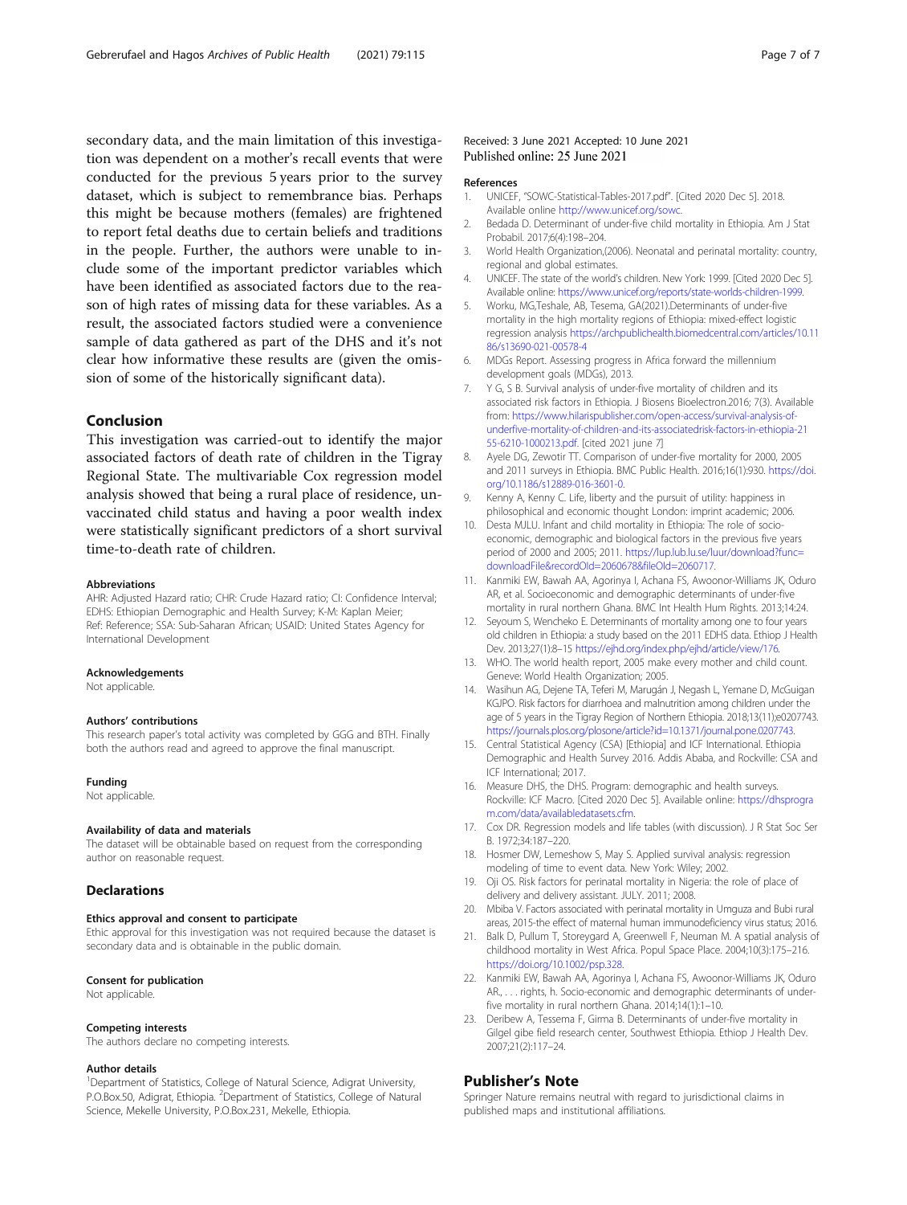secondary data, and the main limitation of this investigation was dependent on a mother's recall events that were conducted for the previous 5 years prior to the survey dataset, which is subject to remembrance bias. Perhaps this might be because mothers (females) are frightened to report fetal deaths due to certain beliefs and traditions in the people. Further, the authors were unable to include some of the important predictor variables which have been identified as associated factors due to the reason of high rates of missing data for these variables. As a result, the associated factors studied were a convenience sample of data gathered as part of the DHS and it's not clear how informative these results are (given the omission of some of the historically significant data).

## Conclusion

This investigation was carried-out to identify the major associated factors of death rate of children in the Tigray Regional State. The multivariable Cox regression model analysis showed that being a rural place of residence, unvaccinated child status and having a poor wealth index were statistically significant predictors of a short survival time-to-death rate of children.

#### Abbreviations

AHR: Adjusted Hazard ratio; CHR: Crude Hazard ratio; CI: Confidence Interval; EDHS: Ethiopian Demographic and Health Survey; K-M: Kaplan Meier; Ref: Reference; SSA: Sub-Saharan African; USAID: United States Agency for International Development

#### Acknowledgements

Not applicable.

#### Authors' contributions

This research paper's total activity was completed by GGG and BTH. Finally both the authors read and agreed to approve the final manuscript.

#### Funding

Not applicable.

#### Availability of data and materials

The dataset will be obtainable based on request from the corresponding author on reasonable request.

### Declarations

#### Ethics approval and consent to participate

Ethic approval for this investigation was not required because the dataset is secondary data and is obtainable in the public domain.

#### Consent for publication

Not applicable.

#### Competing interests

The authors declare no competing interests.

#### Author details

[1]Department of Statistics, College of Natural Science, Adigrat University, P.O.Box.50, Adigrat, Ethiopia. [2]Department of Statistics, College of Natural Science, Mekelle University, P.O.Box.231, Mekelle, Ethiopia.

Received: 3 June 2021 Accepted: 10 June 2021
Published online: 25 June 2021

#### References

1. UNICEF, "SOWC-Statistical-Tables-2017.pdf". [Cited 2020 Dec 5]. 2018. Available online http://www.unicef.org/sowc.
2. Bedada D. Determinant of under-five child mortality in Ethiopia. Am J Stat Probabil. 2017;6(4):198–204.
3. World Health Organization,(2006). Neonatal and perinatal mortality: country, regional and global estimates.
4. UNICEF. The state of the world's children. New York: 1999. [Cited 2020 Dec 5]. Available online: https://www.unicef.org/reports/state-worlds-children-1999.
5. Worku, MG,Teshale, AB, Tesema, GA(2021).Determinants of under-five mortality in the high mortality regions of Ethiopia: mixed-effect logistic regression analysis https://archpublichealth.biomedcentral.com/articles/10.1186/s13690-021-00578-4
6. MDGs Report. Assessing progress in Africa forward the millennium development goals (MDGs), 2013.
7. Y G, S B. Survival analysis of under-five mortality of children and its associated risk factors in Ethiopia. J Biosens Bioelectron.2016; 7(3). Available from: https://www.hilarispublisher.com/open-access/survival-analysis-of-underfive-mortality-of-children-and-its-associatedrisk-factors-in-ethiopia-2155-6210-1000213.pdf. [cited 2021 june 7]
8. Ayele DG, Zewotir TT. Comparison of under-five mortality for 2000, 2005 and 2011 surveys in Ethiopia. BMC Public Health. 2016;16(1):930. https://doi.org/10.1186/s12889-016-3601-0.
9. Kenny A, Kenny C. Life, liberty and the pursuit of utility: happiness in philosophical and economic thought London: imprint academic; 2006.
10. Desta MJLU. Infant and child mortality in Ethiopia: The role of socio-economic, demographic and biological factors in the previous five years period of 2000 and 2005; 2011. https://lup.lub.lu.se/luur/download?func=downloadFile&recordOId=2060678&fileOId=2060717.
11. Kanmiki EW, Bawah AA, Agorinya I, Achana FS, Awoonor-Williams JK, Oduro AR, et al. Socioeconomic and demographic determinants of under-five mortality in rural northern Ghana. BMC Int Health Hum Rights. 2013;14:24.
12. Seyoum S, Wencheko E. Determinants of mortality among one to four years old children in Ethiopia: a study based on the 2011 EDHS data. Ethiop J Health Dev. 2013;27(1):8–15 https://ejhd.org/index.php/ejhd/article/view/176.
13. WHO. The world health report, 2005 make every mother and child count. Geneve: World Health Organization; 2005.
14. Wasihun AG, Dejene TA, Teferi M, Marugán J, Negash L, Yemane D, McGuigan KGJPO. Risk factors for diarrhoea and malnutrition among children under the age of 5 years in the Tigray Region of Northern Ethiopia. 2018;13(11):e0207743. https://journals.plos.org/plosone/article?id=10.1371/journal.pone.0207743.
15. Central Statistical Agency (CSA) [Ethiopia] and ICF International. Ethiopia Demographic and Health Survey 2016. Addis Ababa, and Rockville: CSA and ICF International; 2017.
16. Measure DHS, the DHS. Program: demographic and health surveys. Rockville: ICF Macro. [Cited 2020 Dec 5]. Available online: https://dhsprogram.com/data/availabledatasets.cfm.
17. Cox DR. Regression models and life tables (with discussion). J R Stat Soc Ser B. 1972;34:187–220.
18. Hosmer DW, Lemeshow S, May S. Applied survival analysis: regression modeling of time to event data. New York: Wiley; 2002.
19. Oji OS. Risk factors for perinatal mortality in Nigeria: the role of place of delivery and delivery assistant. JULY. 2011; 2008.
20. Mbiba V. Factors associated with perinatal mortality in Umguza and Bubi rural areas, 2015-the effect of maternal human immunodeficiency virus status; 2016.
21. Balk D, Pullum T, Storeygard A, Greenwell F, Neuman M. A spatial analysis of childhood mortality in West Africa. Popul Space Place. 2004;10(3):175–216. https://doi.org/10.1002/psp.328.
22. Kanmiki EW, Bawah AA, Agorinya I, Achana FS, Awoonor-Williams JK, Oduro AR., . . . rights, h. Socio-economic and demographic determinants of under-five mortality in rural northern Ghana. 2014;14(1):1–10.
23. Deribew A, Tessema F, Girma B. Determinants of under-five mortality in Gilgel gibe field research center, Southwest Ethiopia. Ethiop J Health Dev. 2007;21(2):117–24.

## Publisher's Note

Springer Nature remains neutral with regard to jurisdictional claims in published maps and institutional affiliations.